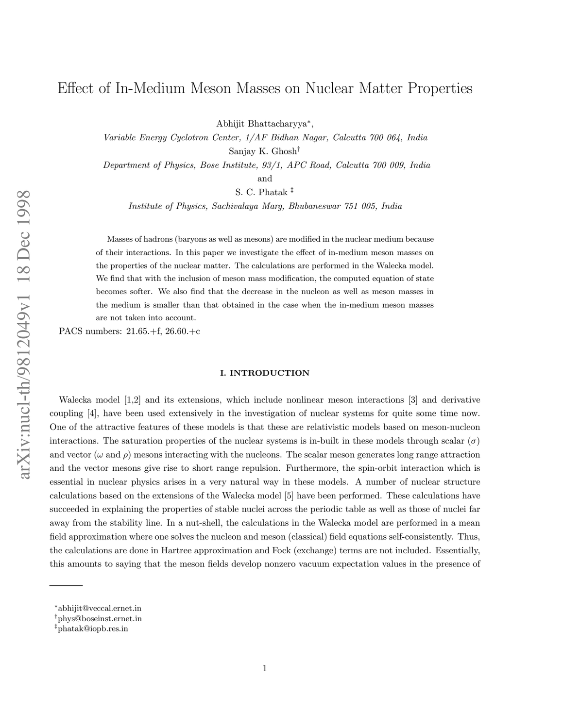# Effect of In-Medium Meson Masses on Nuclear Matter Properties

Abhijit Bhattacharyya*,

*Variable Energy Cyclotron Center, 1/AF Bidhan Nagar, Calcutta 700 064, India*

Sanjay K. Ghosh†

*Department of Physics, Bose Institute, 93/1, APC Road, Calcutta 700 009, India*

and

S. C. Phatak ‡

*Institute of Physics, Sachivalaya Marg, Bhubaneswar 751 005, India*

Masses of hadrons (baryons as well as mesons) are modified in the nuclear medium because of their interactions. In this paper we investigate the effect of in-medium meson masses on the properties of the nuclear matter. The calculations are performed in the Walecka model. We find that with the inclusion of meson mass modification, the computed equation of state becomes softer. We also find that the decrease in the nucleon as well as meson masses in the medium is smaller than that obtained in the case when the in-medium meson masses are not taken into account.

PACS numbers: 21.65.+f, 26.60.+c

## I. INTRODUCTION

Walecka model [1,2] and its extensions, which include nonlinear meson interactions [3] and derivative coupling [4], have been used extensively in the investigation of nuclear systems for quite some time now. One of the attractive features of these models is that these are relativistic models based on meson-nucleon interactions. The saturation properties of the nuclear systems is in-built in these models through scalar ($\sigma$) and vector ($\omega$ and $\rho$) mesons interacting with the nucleons. The scalar meson generates long range attraction and the vector mesons give rise to short range repulsion. Furthermore, the spin-orbit interaction which is essential in nuclear physics arises in a very natural way in these models. A number of nuclear structure calculations based on the extensions of the Walecka model [5] have been performed. These calculations have succeeded in explaining the properties of stable nuclei across the periodic table as well as those of nuclei far away from the stability line. In a nut-shell, the calculations in the Walecka model are performed in a mean field approximation where one solves the nucleon and meson (classical) field equations self-consistently. Thus, the calculations are done in Hartree approximation and Fock (exchange) terms are not included. Essentially, this amounts to saying that the meson fields develop nonzero vacuum expectation values in the presence of

---

*abhijit@veccal.ernet.in

†phys@boseinst.ernet.in

‡phatak@iopb.res.in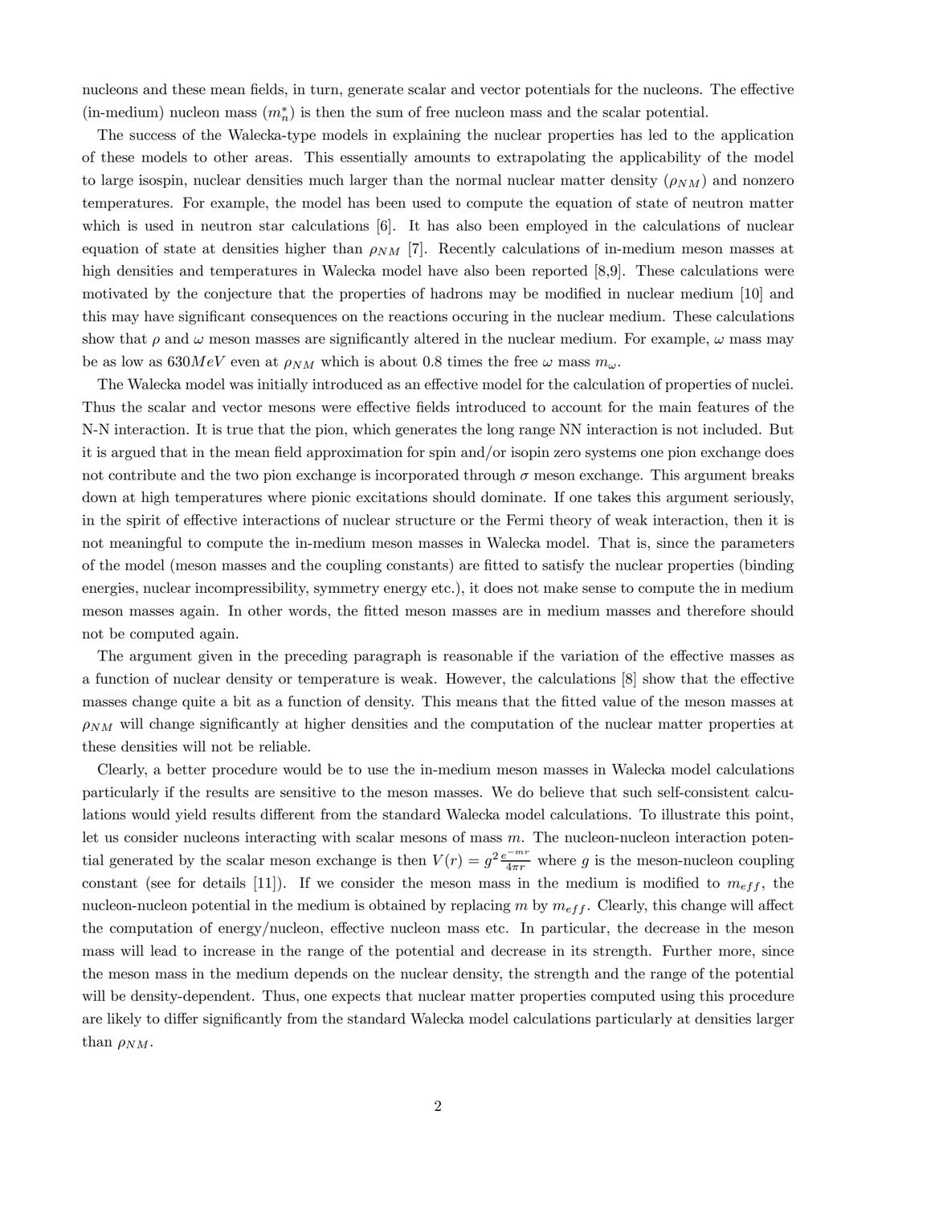nucleons and these mean fields, in turn, generate scalar and vector potentials for the nucleons. The effective (in-medium) nucleon mass ($m_n^*$) is then the sum of free nucleon mass and the scalar potential.

The success of the Walecka-type models in explaining the nuclear properties has led to the application of these models to other areas. This essentially amounts to extrapolating the applicability of the model to large isospin, nuclear densities much larger than the normal nuclear matter density ($\rho_{NM}$) and nonzero temperatures. For example, the model has been used to compute the equation of state of neutron matter which is used in neutron star calculations [6]. It has also been employed in the calculations of nuclear equation of state at densities higher than $\rho_{NM}$ [7]. Recently calculations of in-medium meson masses at high densities and temperatures in Walecka model have also been reported [8,9]. These calculations were motivated by the conjecture that the properties of hadrons may be modified in nuclear medium [10] and this may have significant consequences on the reactions occuring in the nuclear medium. These calculations show that $\rho$ and $\omega$ meson masses are significantly altered in the nuclear medium. For example, $\omega$ mass may be as low as $630 MeV$ even at $\rho_{NM}$ which is about 0.8 times the free $\omega$ mass $m_\omega$.

The Walecka model was initially introduced as an effective model for the calculation of properties of nuclei. Thus the scalar and vector mesons were effective fields introduced to account for the main features of the N-N interaction. It is true that the pion, which generates the long range NN interaction is not included. But it is argued that in the mean field approximation for spin and/or isopin zero systems one pion exchange does not contribute and the two pion exchange is incorporated through $\sigma$ meson exchange. This argument breaks down at high temperatures where pionic excitations should dominate. If one takes this argument seriously, in the spirit of effective interactions of nuclear structure or the Fermi theory of weak interaction, then it is not meaningful to compute the in-medium meson masses in Walecka model. That is, since the parameters of the model (meson masses and the coupling constants) are fitted to satisfy the nuclear properties (binding energies, nuclear incompressibility, symmetry energy etc.), it does not make sense to compute the in medium meson masses again. In other words, the fitted meson masses are in medium masses and therefore should not be computed again.

The argument given in the preceding paragraph is reasonable if the variation of the effective masses as a function of nuclear density or temperature is weak. However, the calculations [8] show that the effective masses change quite a bit as a function of density. This means that the fitted value of the meson masses at $\rho_{NM}$ will change significantly at higher densities and the computation of the nuclear matter properties at these densities will not be reliable.

Clearly, a better procedure would be to use the in-medium meson masses in Walecka model calculations particularly if the results are sensitive to the meson masses. We do believe that such self-consistent calculations would yield results different from the standard Walecka model calculations. To illustrate this point, let us consider nucleons interacting with scalar mesons of mass $m$. The nucleon-nucleon interaction potential generated by the scalar meson exchange is then $V(r) = g^2 \frac{e^{-mr}}{4\pi r}$ where $g$ is the meson-nucleon coupling constant (see for details [11]). If we consider the meson mass in the medium is modified to $m_{eff}$, the nucleon-nucleon potential in the medium is obtained by replacing $m$ by $m_{eff}$. Clearly, this change will affect the computation of energy/nucleon, effective nucleon mass etc. In particular, the decrease in the meson mass will lead to increase in the range of the potential and decrease in its strength. Further more, since the meson mass in the medium depends on the nuclear density, the strength and the range of the potential will be density-dependent. Thus, one expects that nuclear matter properties computed using this procedure are likely to differ significantly from the standard Walecka model calculations particularly at densities larger than $\rho_{NM}$.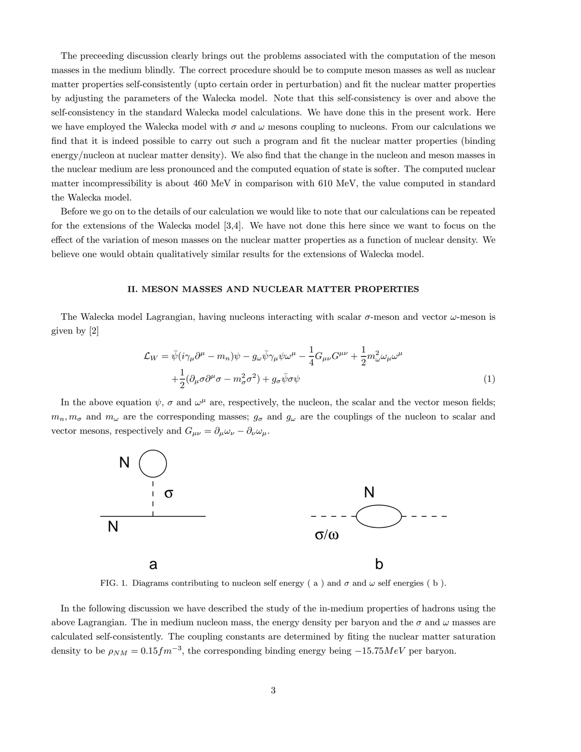The preceeding discussion clearly brings out the problems associated with the computation of the meson masses in the medium blindly. The correct procedure should be to compute meson masses as well as nuclear matter properties self-consistently (upto certain order in perturbation) and fit the nuclear matter properties by adjusting the parameters of the Walecka model. Note that this self-consistency is over and above the self-consistency in the standard Walecka model calculations. We have done this in the present work. Here we have employed the Walecka model with $\sigma$ and $\omega$ mesons coupling to nucleons. From our calculations we find that it is indeed possible to carry out such a program and fit the nuclear matter properties (binding energy/nucleon at nuclear matter density). We also find that the change in the nucleon and meson masses in the nuclear medium are less pronounced and the computed equation of state is softer. The computed nuclear matter incompressibility is about 460 MeV in comparison with 610 MeV, the value computed in standard the Walecka model.

Before we go on to the details of our calculation we would like to note that our calculations can be repeated for the extensions of the Walecka model [3,4]. We have not done this here since we want to focus on the effect of the variation of meson masses on the nuclear matter properties as a function of nuclear density. We believe one would obtain qualitatively similar results for the extensions of Walecka model.

## II. MESON MASSES AND NUCLEAR MATTER PROPERTIES

The Walecka model Lagrangian, having nucleons interacting with scalar $\sigma$-meson and vector $\omega$-meson is given by [2]

$$\mathcal{L}_W = \bar{\psi}(i\gamma_\mu\partial^\mu - m_n)\psi - g_\omega\bar{\psi}\gamma_\mu\psi\omega^\mu - \frac{1}{4}G_{\mu\nu}G^{\mu\nu} + \frac{1}{2}m_\omega^2\omega_\mu\omega^\mu$$
$$+\frac{1}{2}(\partial_\mu\sigma\partial^\mu\sigma - m_\sigma^2\sigma^2) + g_\sigma\bar{\psi}\sigma\psi \tag{1}$$

In the above equation $\psi$, $\sigma$ and $\omega^\mu$ are, respectively, the nucleon, the scalar and the vector meson fields; $m_n, m_\sigma$ and $m_\omega$ are the corresponding masses; $g_\sigma$ and $g_\omega$ are the couplings of the nucleon to scalar and vector mesons, respectively and $G_{\mu\nu} = \partial_\mu\omega_\nu - \partial_\nu\omega_\mu$.

FIG. 1. Diagrams contributing to nucleon self energy ( a ) and $\sigma$ and $\omega$ self energies ( b ).

In the following discussion we have described the study of the in-medium properties of hadrons using the above Lagrangian. The in medium nucleon mass, the energy density per baryon and the $\sigma$ and $\omega$ masses are calculated self-consistently. The coupling constants are determined by fiting the nuclear matter saturation density to be $\rho_{NM} = 0.15 fm^{-3}$, the corresponding binding energy being $-15.75 MeV$ per baryon.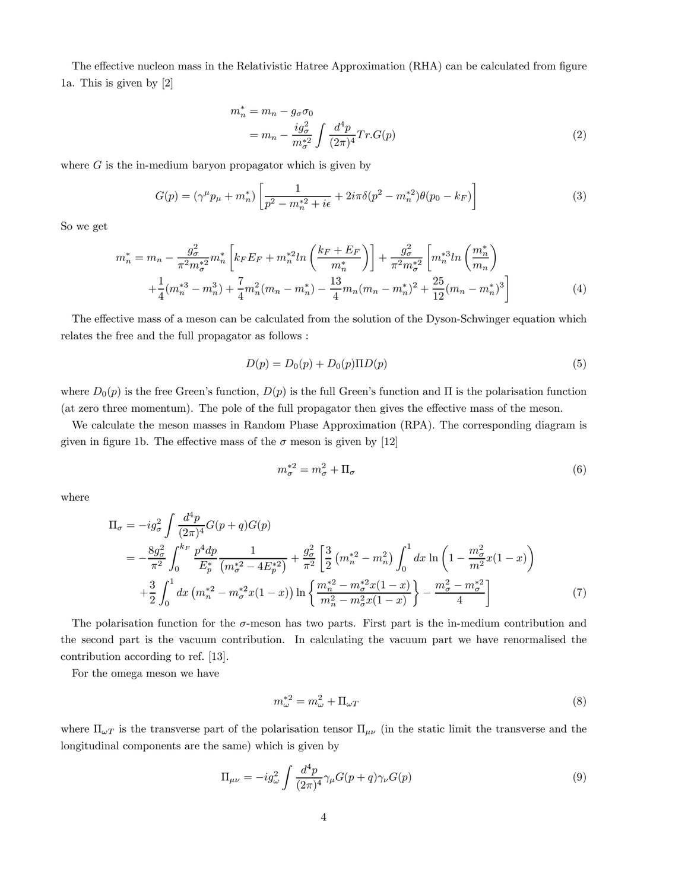The effective nucleon mass in the Relativistic Hatree Approximation (RHA) can be calculated from figure 1a. This is given by [2]

$$
\begin{aligned}
m_n^* &= m_n - g_\sigma \sigma_0 \\
&= m_n - \frac{i g_\sigma^2}{m_\sigma^{*2}} \int \frac{d^4p}{(2\pi)^4} Tr.G(p)
\end{aligned} \tag{2}
$$

where $G$ is the in-medium baryon propagator which is given by

$$
G(p) = (\gamma^\mu p_\mu + m_n^*) \left[ \frac{1}{p^2 - m_n^{*2} + i\epsilon} + 2i\pi\delta(p^2 - m_n^{*2})\theta(p_0 - k_F) \right] \tag{3}
$$

So we get

$$
\begin{aligned}
m_n^* = m_n &- \frac{g_\sigma^2}{\pi^2 m_\sigma^{*2}} m_n^* \left[ k_F E_F + m_n^{*2} ln \left( \frac{k_F + E_F}{m_n^*} \right) \right] + \frac{g_\sigma^2}{\pi^2 m_\sigma^{*2}} \left[ m_n^{*3} ln \left( \frac{m_n^*}{m_n} \right) \right. \\
&\left. + \frac{1}{4}(m_n^{*3} - m_n^3) + \frac{7}{4} m_n^2 (m_n - m_n^*) - \frac{13}{4} m_n (m_n - m_n^*)^2 + \frac{25}{12}(m_n - m_n^*)^3 \right]
\end{aligned} \tag{4}
$$

The effective mass of a meson can be calculated from the solution of the Dyson-Schwinger equation which relates the free and the full propagator as follows :

$$
D(p) = D_0(p) + D_0(p)\Pi D(p) \tag{5}
$$

where $D_0(p)$ is the free Green's function, $D(p)$ is the full Green's function and $\Pi$ is the polarisation function (at zero three momentum). The pole of the full propagator then gives the effective mass of the meson.

We calculate the meson masses in Random Phase Approximation (RPA). The corresponding diagram is given in figure 1b. The effective mass of the $\sigma$ meson is given by [12]

$$
m_\sigma^{*2} = m_\sigma^2 + \Pi_\sigma \tag{6}
$$

where

$$
\begin{aligned}
\Pi_\sigma &= -i g_\sigma^2 \int \frac{d^4p}{(2\pi)^4} G(p+q) G(p) \\
&= -\frac{8 g_\sigma^2}{\pi^2} \int_0^{k_F} \frac{p^4 dp}{E_p^*} \frac{1}{(m_\sigma^{*2} - 4E_p^{*2})} + \frac{g_\sigma^2}{\pi^2} \left[ \frac{3}{2} \left( m_n^{*2} - m_n^2 \right) \int_0^1 dx \ln \left( 1 - \frac{m_\sigma^2}{m^2} x(1-x) \right) \right. \\
&\left. + \frac{3}{2} \int_0^1 dx \left( m_n^{*2} - m_\sigma^{*2} x(1-x) \right) \ln \left\{ \frac{m_n^{*2} - m_\sigma^{*2} x(1-x)}{m_n^2 - m_\sigma^2 x(1-x)} \right\} - \frac{m_\sigma^2 - m_\sigma^{*2}}{4} \right]
\end{aligned} \tag{7}
$$

The polarisation function for the $\sigma$-meson has two parts. First part is the in-medium contribution and the second part is the vacuum contribution. In calculating the vacuum part we have renormalised the contribution according to ref. [13].

For the omega meson we have

$$
m_\omega^{*2} = m_\omega^2 + \Pi_{\omega T} \tag{8}
$$

where $\Pi_{\omega T}$ is the transverse part of the polarisation tensor $\Pi_{\mu\nu}$ (in the static limit the transverse and the longitudinal components are the same) which is given by

$$
\Pi_{\mu\nu} = -i g_\omega^2 \int \frac{d^4p}{(2\pi)^4} \gamma_\mu G(p+q) \gamma_\nu G(p) \tag{9}
$$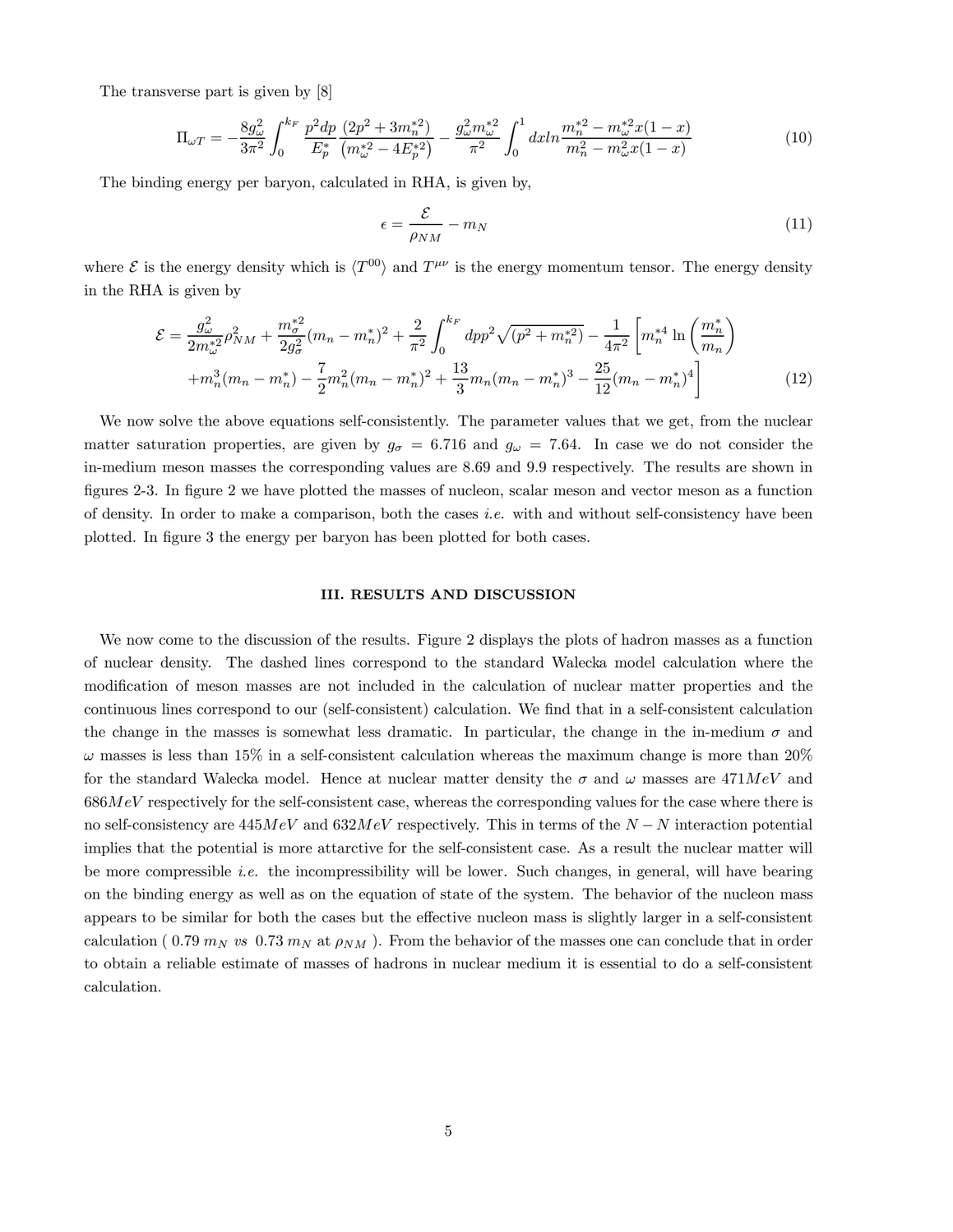The transverse part is given by [8]

$$\Pi_{\omega T} = -\frac{8g_\omega^2}{3\pi^2}\int_0^{k_F}\frac{p^2dp}{E_p^*}\frac{(2p^2+3m_n^{*2})}{(m_\omega^{*2}-4E_p^{*2})} - \frac{g_\omega^2 m_\omega^{*2}}{\pi^2}\int_0^1 dx ln\frac{m_n^{*2}-m_\omega^{*2}x(1-x)}{m_n^2-m_\omega^2 x(1-x)} \tag{10}$$

The binding energy per baryon, calculated in RHA, is given by,

$$\epsilon = \frac{\mathcal{E}}{\rho_{NM}} - m_N \tag{11}$$

where $\mathcal{E}$ is the energy density which is $\langle T^{00}\rangle$ and $T^{\mu\nu}$ is the energy momentum tensor. The energy density in the RHA is given by

$$\mathcal{E} = \frac{g_\omega^2}{2m_\omega^{*2}}\rho_{NM}^2 + \frac{m_\sigma^{*2}}{2g_\sigma^2}(m_n-m_n^*)^2 + \frac{2}{\pi^2}\int_0^{k_F}dpp^2\sqrt{(p^2+m_n^{*2})} - \frac{1}{4\pi^2}\left[m_n^{*4}\ln\left(\frac{m_n^*}{m_n}\right)\right.$$
$$\left. + m_n^3(m_n-m_n^*) - \frac{7}{2}m_n^2(m_n-m_n^*)^2 + \frac{13}{3}m_n(m_n-m_n^*)^3 - \frac{25}{12}(m_n-m_n^*)^4\right] \tag{12}$$

We now solve the above equations self-consistently. The parameter values that we get, from the nuclear matter saturation properties, are given by $g_\sigma = 6.716$ and $g_\omega = 7.64$. In case we do not consider the in-medium meson masses the corresponding values are 8.69 and 9.9 respectively. The results are shown in figures 2-3. In figure 2 we have plotted the masses of nucleon, scalar meson and vector meson as a function of density. In order to make a comparison, both the cases *i.e.* with and without self-consistency have been plotted. In figure 3 the energy per baryon has been plotted for both cases.

## III. RESULTS AND DISCUSSION

We now come to the discussion of the results. Figure 2 displays the plots of hadron masses as a function of nuclear density. The dashed lines correspond to the standard Walecka model calculation where the modification of meson masses are not included in the calculation of nuclear matter properties and the continuous lines correspond to our (self-consistent) calculation. We find that in a self-consistent calculation the change in the masses is somewhat less dramatic. In particular, the change in the in-medium $\sigma$ and $\omega$ masses is less than 15% in a self-consistent calculation whereas the maximum change is more than 20% for the standard Walecka model. Hence at nuclear matter density the $\sigma$ and $\omega$ masses are $471 MeV$ and $686 MeV$ respectively for the self-consistent case, whereas the corresponding values for the case where there is no self-consistency are $445 MeV$ and $632 MeV$ respectively. This in terms of the $N-N$ interaction potential implies that the potential is more attarctive for the self-consistent case. As a result the nuclear matter will be more compressible *i.e.* the incompressibility will be lower. Such changes, in general, will have bearing on the binding energy as well as on the equation of state of the system. The behavior of the nucleon mass appears to be similar for both the cases but the effective nucleon mass is slightly larger in a self-consistent calculation ( $0.79\ m_N$ *vs* $0.73\ m_N$ at $\rho_{NM}$ ). From the behavior of the masses one can conclude that in order to obtain a reliable estimate of masses of hadrons in nuclear medium it is essential to do a self-consistent calculation.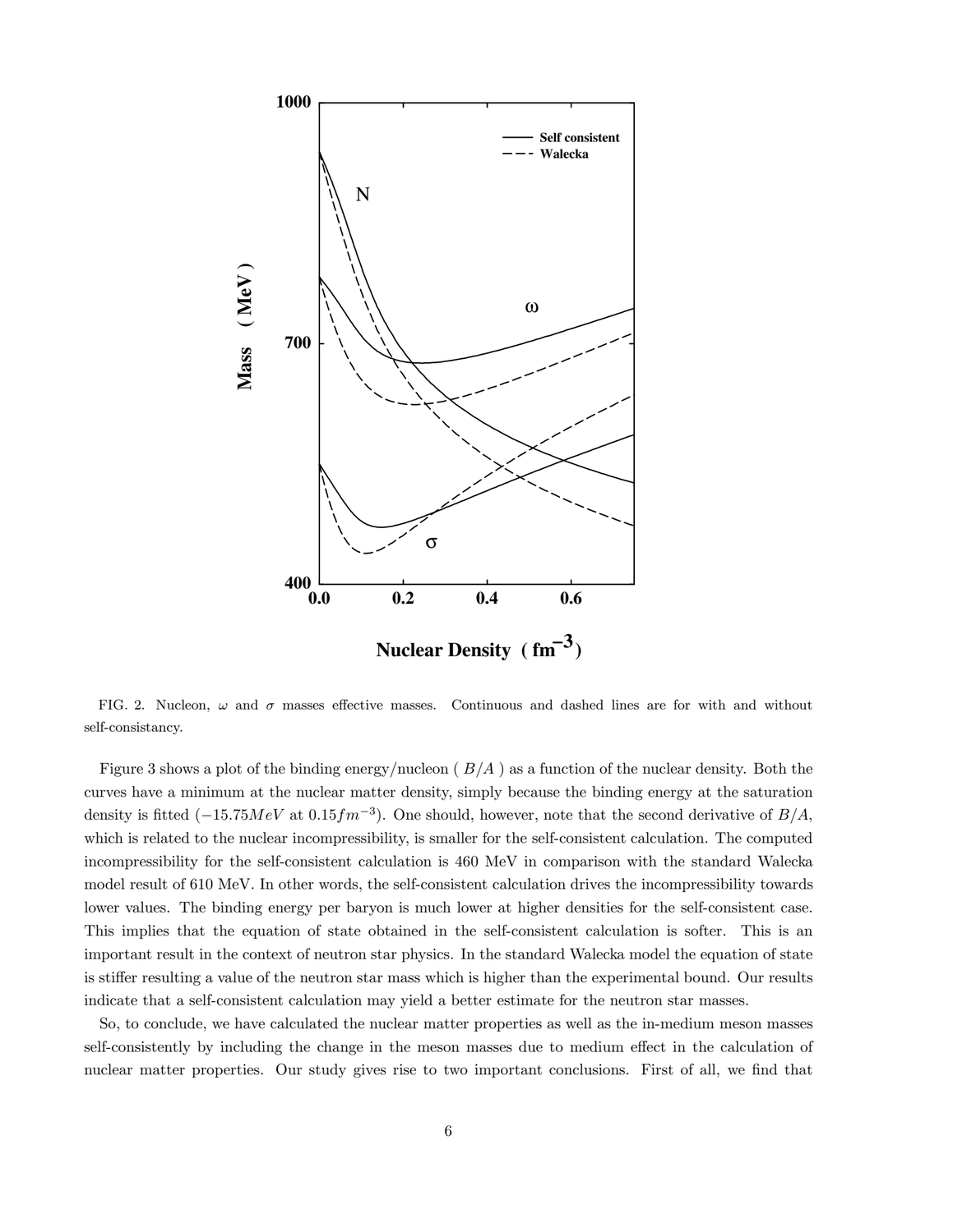FIG. 2. Nucleon, $\omega$ and $\sigma$ masses effective masses. Continuous and dashed lines are for with and without self-consistancy.

Figure 3 shows a plot of the binding energy/nucleon ( $B/A$ ) as a function of the nuclear density. Both the curves have a minimum at the nuclear matter density, simply because the binding energy at the saturation density is fitted ($-15.75MeV$ at $0.15fm^{-3}$). One should, however, note that the second derivative of $B/A$, which is related to the nuclear incompressibility, is smaller for the self-consistent calculation. The computed incompressibility for the self-consistent calculation is 460 MeV in comparison with the standard Walecka model result of 610 MeV. In other words, the self-consistent calculation drives the incompressibility towards lower values. The binding energy per baryon is much lower at higher densities for the self-consistent case. This implies that the equation of state obtained in the self-consistent calculation is softer. This is an important result in the context of neutron star physics. In the standard Walecka model the equation of state is stiffer resulting a value of the neutron star mass which is higher than the experimental bound. Our results indicate that a self-consistent calculation may yield a better estimate for the neutron star masses.

So, to conclude, we have calculated the nuclear matter properties as well as the in-medium meson masses self-consistently by including the change in the meson masses due to medium effect in the calculation of nuclear matter properties. Our study gives rise to two important conclusions. First of all, we find that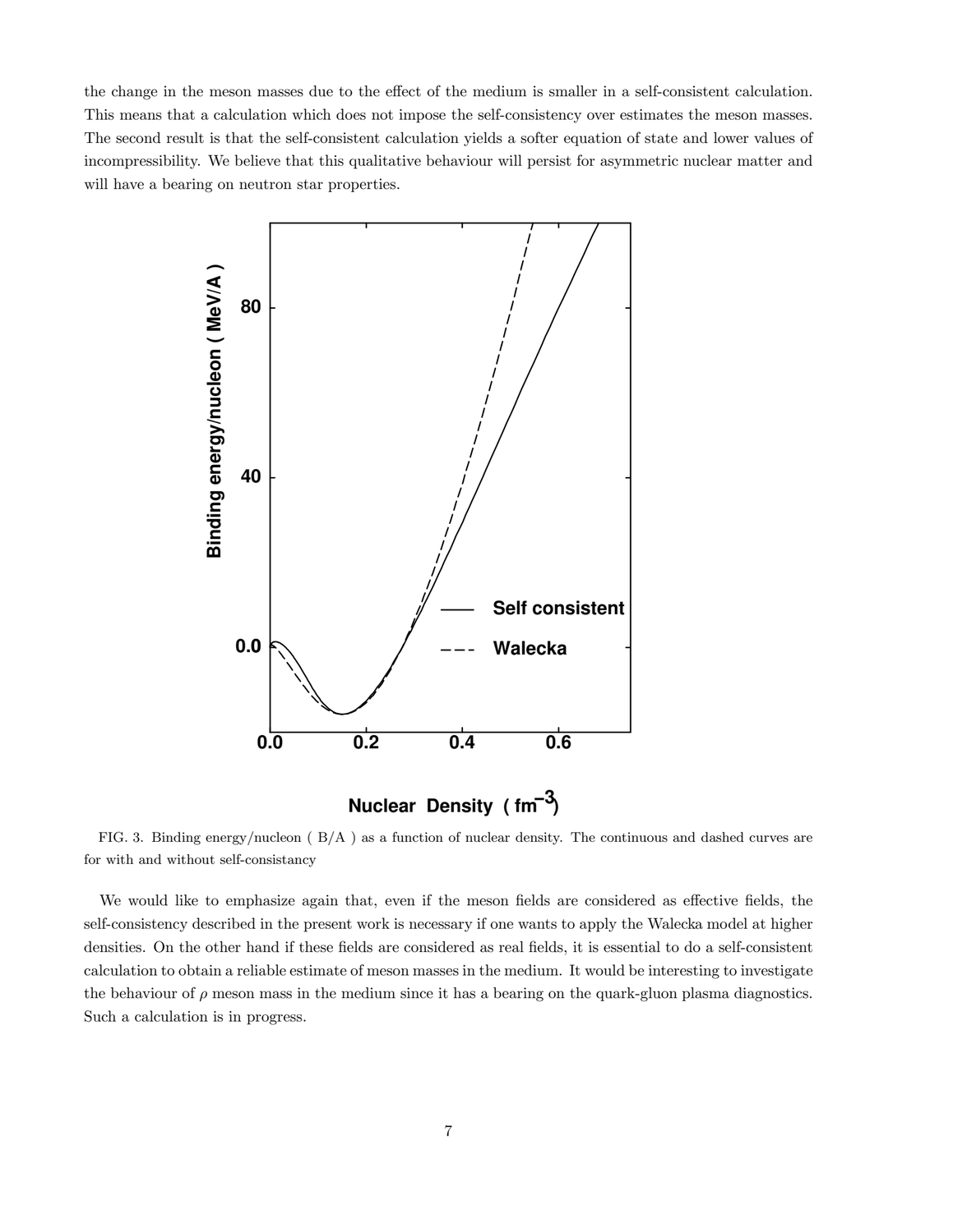the change in the meson masses due to the effect of the medium is smaller in a self-consistent calculation. This means that a calculation which does not impose the self-consistency over estimates the meson masses. The second result is that the self-consistent calculation yields a softer equation of state and lower values of incompressibility. We believe that this qualitative behaviour will persist for asymmetric nuclear matter and will have a bearing on neutron star properties.

FIG. 3. Binding energy/nucleon ( B/A ) as a function of nuclear density. The continuous and dashed curves are for with and without self-consistancy

We would like to emphasize again that, even if the meson fields are considered as effective fields, the self-consistency described in the present work is necessary if one wants to apply the Walecka model at higher densities. On the other hand if these fields are considered as real fields, it is essential to do a self-consistent calculation to obtain a reliable estimate of meson masses in the medium. It would be interesting to investigate the behaviour of $\rho$ meson mass in the medium since it has a bearing on the quark-gluon plasma diagnostics. Such a calculation is in progress.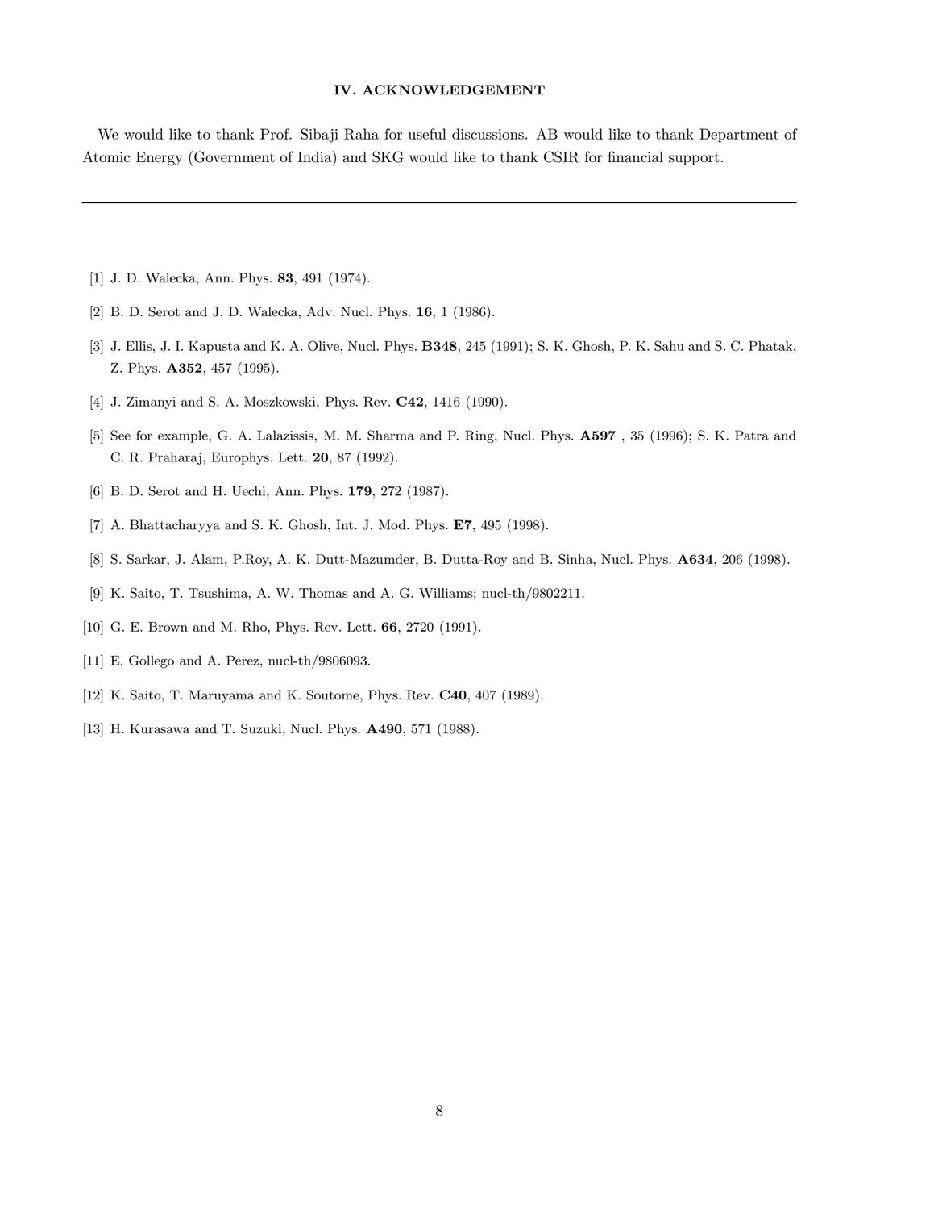## IV. ACKNOWLEDGEMENT

We would like to thank Prof. Sibaji Raha for useful discussions. AB would like to thank Department of Atomic Energy (Government of India) and SKG would like to thank CSIR for financial support.

---

[1] J. D. Walecka, Ann. Phys. **83**, 491 (1974).

[2] B. D. Serot and J. D. Walecka, Adv. Nucl. Phys. **16**, 1 (1986).

[3] J. Ellis, J. I. Kapusta and K. A. Olive, Nucl. Phys. **B348**, 245 (1991); S. K. Ghosh, P. K. Sahu and S. C. Phatak, Z. Phys. **A352**, 457 (1995).

[4] J. Zimanyi and S. A. Moszkowski, Phys. Rev. **C42**, 1416 (1990).

[5] See for example, G. A. Lalazissis, M. M. Sharma and P. Ring, Nucl. Phys. **A597** , 35 (1996); S. K. Patra and C. R. Praharaj, Europhys. Lett. **20**, 87 (1992).

[6] B. D. Serot and H. Uechi, Ann. Phys. **179**, 272 (1987).

[7] A. Bhattacharyya and S. K. Ghosh, Int. J. Mod. Phys. **E7**, 495 (1998).

[8] S. Sarkar, J. Alam, P.Roy, A. K. Dutt-Mazumder, B. Dutta-Roy and B. Sinha, Nucl. Phys. **A634**, 206 (1998).

[9] K. Saito, T. Tsushima, A. W. Thomas and A. G. Williams; nucl-th/9802211.

[10] G. E. Brown and M. Rho, Phys. Rev. Lett. **66**, 2720 (1991).

[11] E. Gollego and A. Perez, nucl-th/9806093.

[12] K. Saito, T. Maruyama and K. Soutome, Phys. Rev. **C40**, 407 (1989).

[13] H. Kurasawa and T. Suzuki, Nucl. Phys. **A490**, 571 (1988).